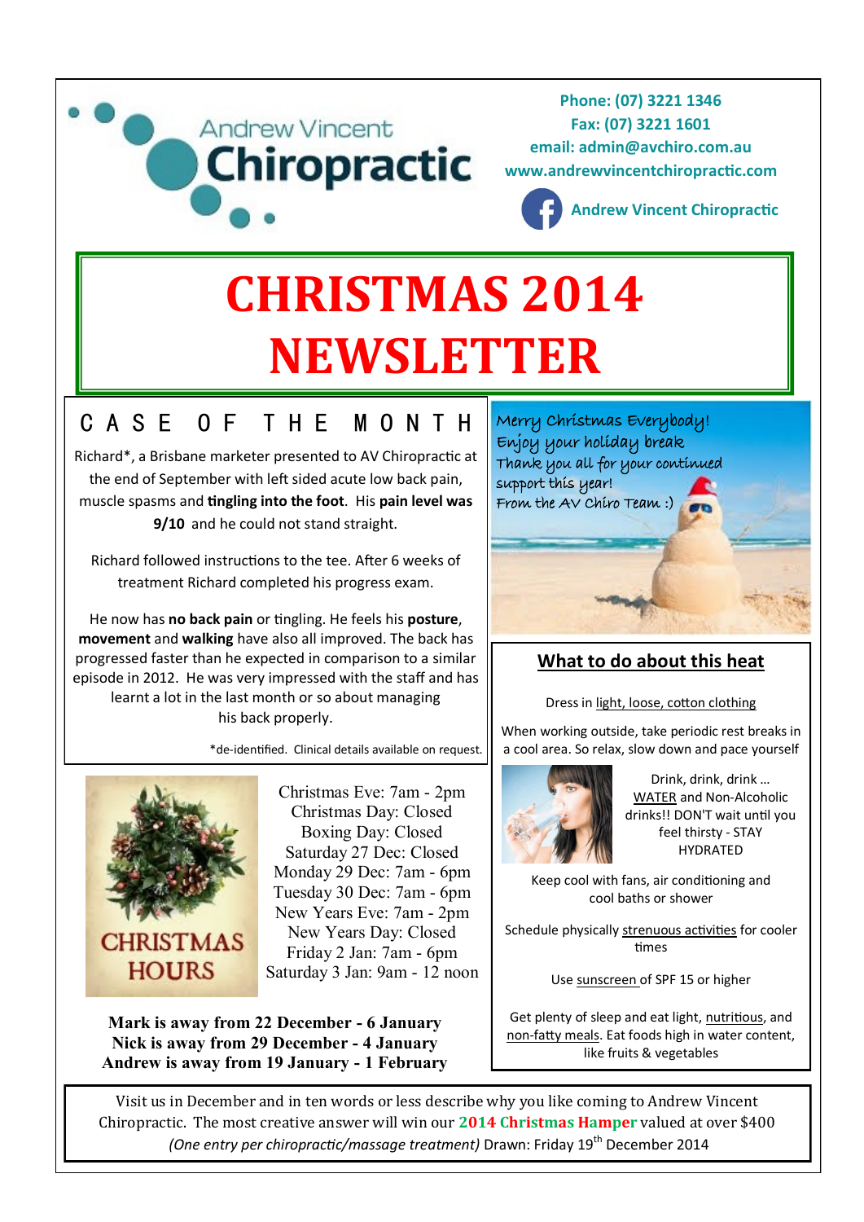Andrew Vincent **Chiropractic**

**Phone: (07) 3221 1346**
**Fax: (07) 3221 1601**
**email: admin@avchiro.com.au**
**www.andrewvincentchiropractic.com**
**Andrew Vincent Chiropractic**

# CHRISTMAS 2014 NEWSLETTER

## CASE OF THE MONTH

Richard*, a Brisbane marketer presented to AV Chiropractic at the end of September with left sided acute low back pain, muscle spasms and **tingling into the foot**. His **pain level was 9/10** and he could not stand straight.

Richard followed instructions to the tee. After 6 weeks of treatment Richard completed his progress exam.

He now has **no back pain** or tingling. He feels his **posture**, **movement** and **walking** have also all improved. The back has progressed faster than he expected in comparison to a similar episode in 2012. He was very impressed with the staff and has learnt a lot in the last month or so about managing his back properly.

*de-identified. Clinical details available on request.

Merry Christmas Everybody!
Enjoy your holiday break
Thank you all for your continued support this year!
From the AV Chiro Team :)

## CHRISTMAS HOURS

Christmas Eve: 7am - 2pm
Christmas Day: Closed
Boxing Day: Closed
Saturday 27 Dec: Closed
Monday 29 Dec: 7am - 6pm
Tuesday 30 Dec: 7am - 6pm
New Years Eve: 7am - 2pm
New Years Day: Closed
Friday 2 Jan: 7am - 6pm
Saturday 3 Jan: 9am - 12 noon

**Mark is away from 22 December - 6 January**
**Nick is away from 29 December - 4 January**
**Andrew is away from 19 January - 1 February**

## What to do about this heat

Dress in light, loose, cotton clothing

When working outside, take periodic rest breaks in a cool area. So relax, slow down and pace yourself

Drink, drink, drink … WATER and Non-Alcoholic drinks!! DON'T wait until you feel thirsty - STAY HYDRATED

Keep cool with fans, air conditioning and cool baths or shower

Schedule physically strenuous activities for cooler times

Use sunscreen of SPF 15 or higher

Get plenty of sleep and eat light, nutritious, and non-fatty meals. Eat foods high in water content, like fruits & vegetables

---

Visit us in December and in ten words or less describe why you like coming to Andrew Vincent Chiropractic. The most creative answer will win our **2014 Christmas Hamper** valued at over $400 *(One entry per chiropractic/massage treatment)* Drawn: Friday 19th December 2014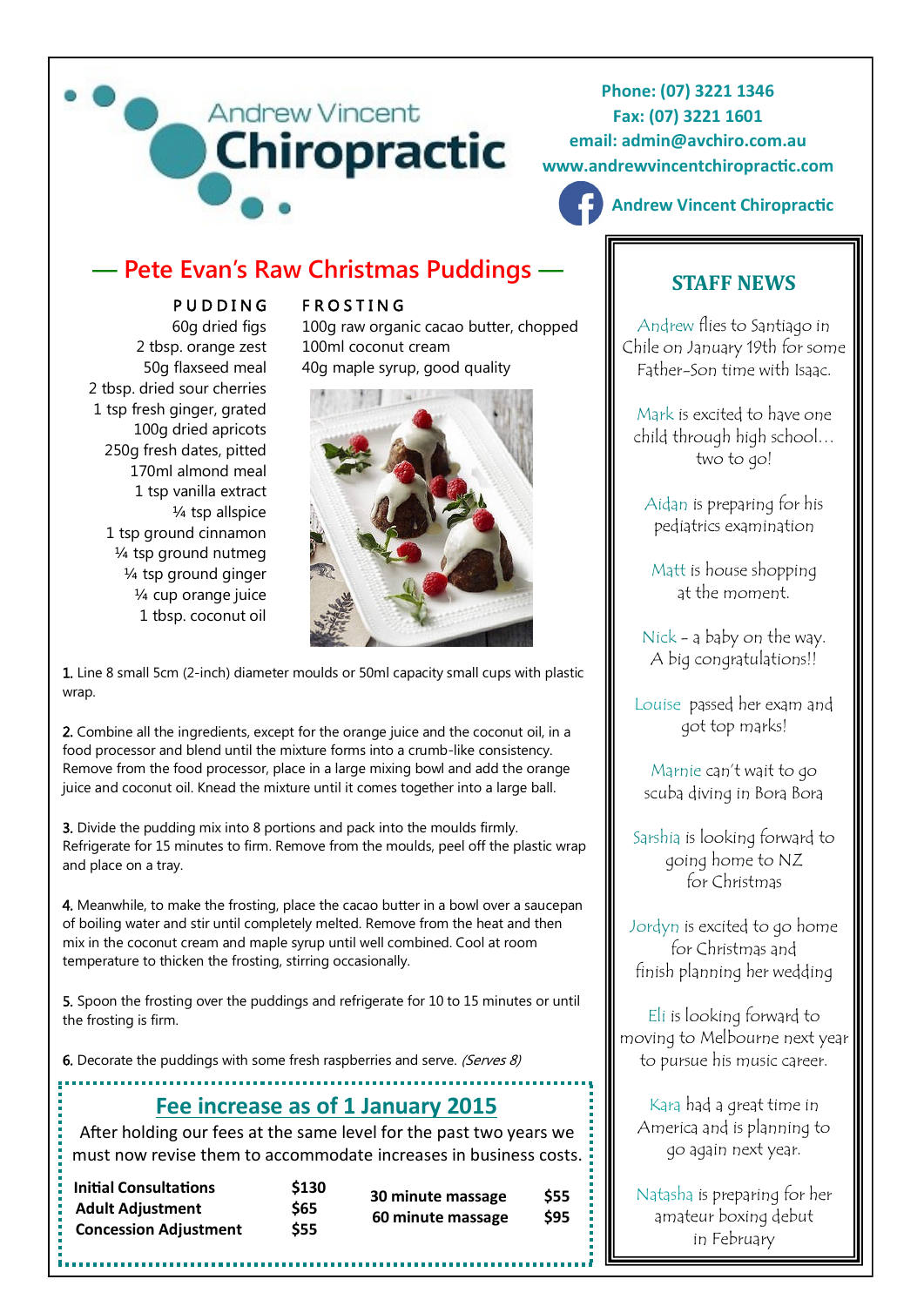# Andrew Vincent Chiropractic

**Phone: (07) 3221 1346**
**Fax: (07) 3221 1601**
**email: admin@avchiro.com.au**
**www.andrewvincentchiropractic.com**

**Andrew Vincent Chiropractic**

## — Pete Evan's Raw Christmas Puddings —

**PUDDING**

- 60g dried figs
- 2 tbsp. orange zest
- 50g flaxseed meal
- 2 tbsp. dried sour cherries
- 1 tsp fresh ginger, grated
- 100g dried apricots
- 250g fresh dates, pitted
- 170ml almond meal
- 1 tsp vanilla extract
- ¼ tsp allspice
- 1 tsp ground cinnamon
- ¼ tsp ground nutmeg
- ¼ tsp ground ginger
- ¼ cup orange juice
- 1 tbsp. coconut oil

**FROSTING**

- 100g raw organic cacao butter, chopped
- 100ml coconut cream
- 40g maple syrup, good quality

**1.** Line 8 small 5cm (2-inch) diameter moulds or 50ml capacity small cups with plastic wrap.

**2.** Combine all the ingredients, except for the orange juice and the coconut oil, in a food processor and blend until the mixture forms into a crumb-like consistency. Remove from the food processor, place in a large mixing bowl and add the orange juice and coconut oil. Knead the mixture until it comes together into a large ball.

**3.** Divide the pudding mix into 8 portions and pack into the moulds firmly. Refrigerate for 15 minutes to firm. Remove from the moulds, peel off the plastic wrap and place on a tray.

**4.** Meanwhile, to make the frosting, place the cacao butter in a bowl over a saucepan of boiling water and stir until completely melted. Remove from the heat and then mix in the coconut cream and maple syrup until well combined. Cool at room temperature to thicken the frosting, stirring occasionally.

**5.** Spoon the frosting over the puddings and refrigerate for 10 to 15 minutes or until the frosting is firm.

**6.** Decorate the puddings with some fresh raspberries and serve. *(Serves 8)*

## Fee increase as of 1 January 2015

After holding our fees at the same level for the past two years we must now revise them to accommodate increases in business costs.

| | | | |
|---|---|---|---|
| **Initial Consultations** | **$130** | **30 minute massage** | **$55** |
| **Adult Adjustment** | **$65** | **60 minute massage** | **$95** |
| **Concession Adjustment** | **$55** | | |

## STAFF NEWS

Andrew flies to Santiago in Chile on January 19th for some Father-Son time with Isaac.

Mark is excited to have one child through high school… two to go!

Aidan is preparing for his pediatrics examination

Matt is house shopping at the moment.

Nick – a baby on the way. A big congratulations!!

Louise passed her exam and got top marks!

Marnie can't wait to go scuba diving in Bora Bora

Sarshia is looking forward to going home to NZ for Christmas

Jordyn is excited to go home for Christmas and finish planning her wedding

Eli is looking forward to moving to Melbourne next year to pursue his music career.

Kara had a great time in America and is planning to go again next year.

Natasha is preparing for her amateur boxing debut in February